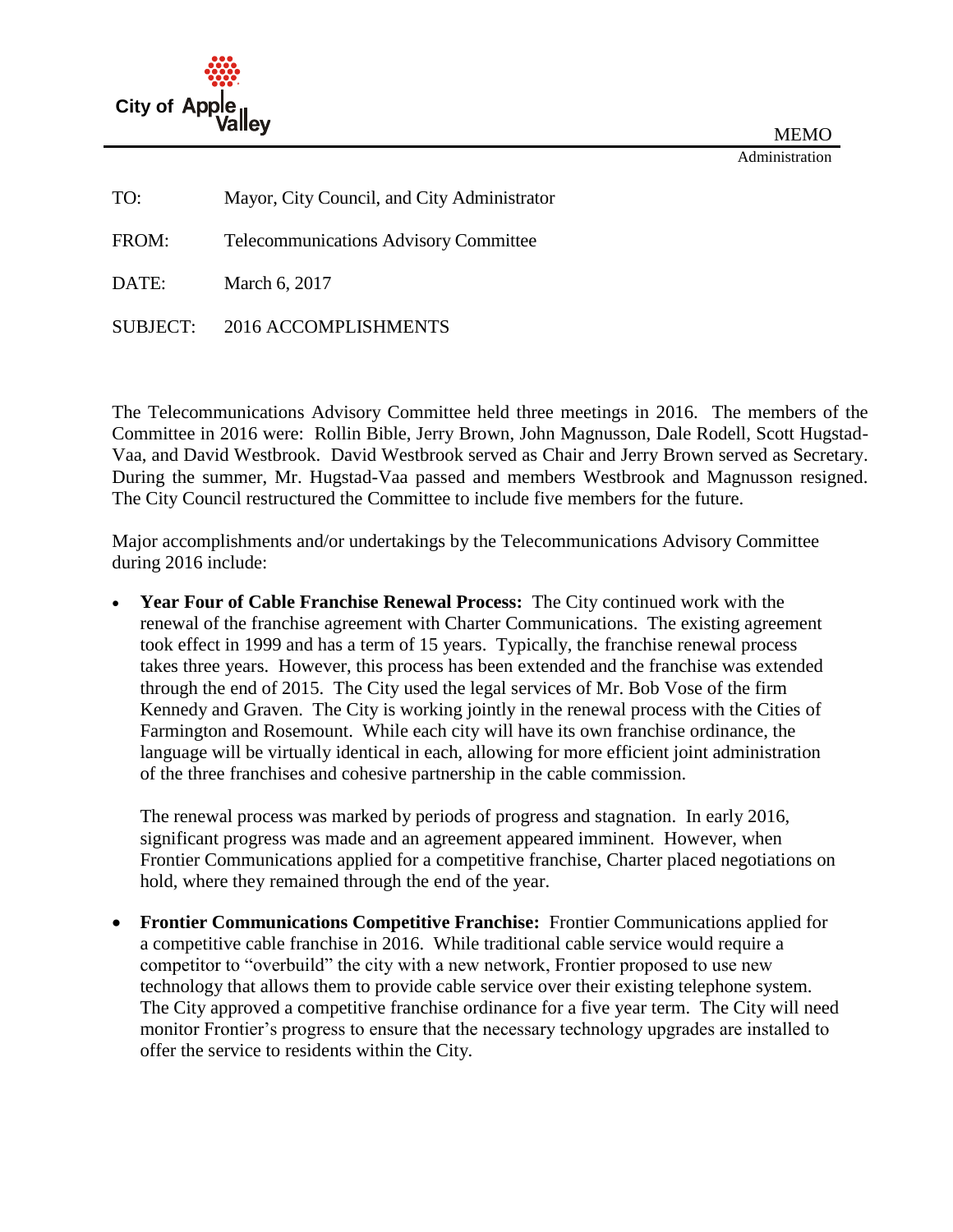City of Apple Valley

MEMO

Administration

TO: Mayor, City Council, and City Administrator

FROM: Telecommunications Advisory Committee

DATE: March 6, 2017

SUBJECT: 2016 ACCOMPLISHMENTS

The Telecommunications Advisory Committee held three meetings in 2016. The members of the Committee in 2016 were: Rollin Bible, Jerry Brown, John Magnusson, Dale Rodell, Scott Hugstad-Vaa, and David Westbrook. David Westbrook served as Chair and Jerry Brown served as Secretary. During the summer, Mr. Hugstad-Vaa passed and members Westbrook and Magnusson resigned. The City Council restructured the Committee to include five members for the future.

Major accomplishments and/or undertakings by the Telecommunications Advisory Committee during 2016 include:

- **Year Four of Cable Franchise Renewal Process:** The City continued work with the renewal of the franchise agreement with Charter Communications. The existing agreement took effect in 1999 and has a term of 15 years. Typically, the franchise renewal process takes three years. However, this process has been extended and the franchise was extended through the end of 2015. The City used the legal services of Mr. Bob Vose of the firm Kennedy and Graven. The City is working jointly in the renewal process with the Cities of Farmington and Rosemount. While each city will have its own franchise ordinance, the language will be virtually identical in each, allowing for more efficient joint administration of the three franchises and cohesive partnership in the cable commission.

  The renewal process was marked by periods of progress and stagnation. In early 2016, significant progress was made and an agreement appeared imminent. However, when Frontier Communications applied for a competitive franchise, Charter placed negotiations on hold, where they remained through the end of the year.

- **Frontier Communications Competitive Franchise:** Frontier Communications applied for a competitive cable franchise in 2016. While traditional cable service would require a competitor to "overbuild" the city with a new network, Frontier proposed to use new technology that allows them to provide cable service over their existing telephone system. The City approved a competitive franchise ordinance for a five year term. The City will need monitor Frontier's progress to ensure that the necessary technology upgrades are installed to offer the service to residents within the City.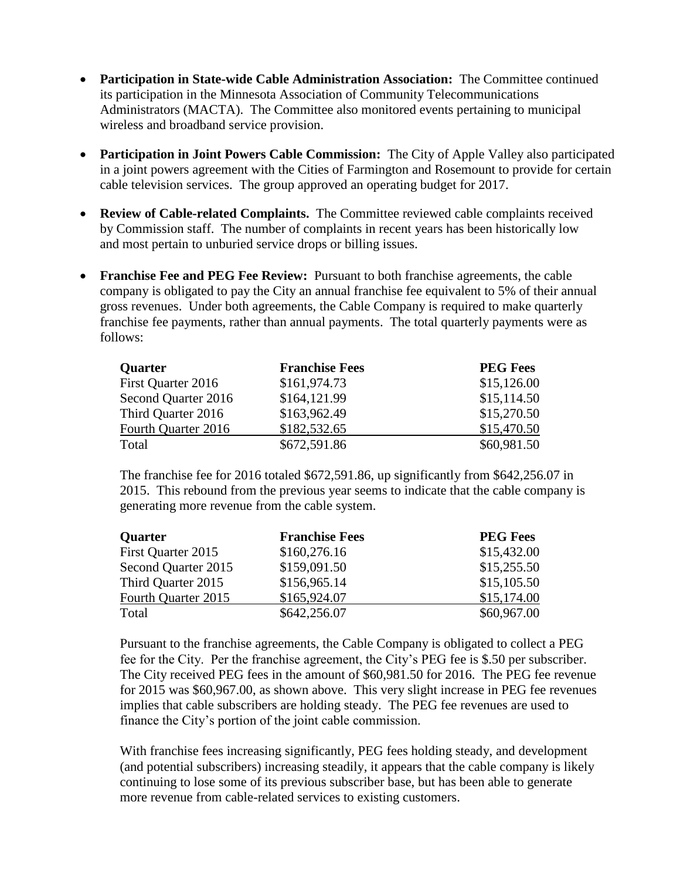- **Participation in State-wide Cable Administration Association:** The Committee continued its participation in the Minnesota Association of Community Telecommunications Administrators (MACTA). The Committee also monitored events pertaining to municipal wireless and broadband service provision.

- **Participation in Joint Powers Cable Commission:** The City of Apple Valley also participated in a joint powers agreement with the Cities of Farmington and Rosemount to provide for certain cable television services. The group approved an operating budget for 2017.

- **Review of Cable-related Complaints.** The Committee reviewed cable complaints received by Commission staff. The number of complaints in recent years has been historically low and most pertain to unburied service drops or billing issues.

- **Franchise Fee and PEG Fee Review:** Pursuant to both franchise agreements, the cable company is obligated to pay the City an annual franchise fee equivalent to 5% of their annual gross revenues. Under both agreements, the Cable Company is required to make quarterly franchise fee payments, rather than annual payments. The total quarterly payments were as follows:

  | Quarter | Franchise Fees | PEG Fees |
  |---|---|---|
  | First Quarter 2016 | $161,974.73 | $15,126.00 |
  | Second Quarter 2016 | $164,121.99 | $15,114.50 |
  | Third Quarter 2016 | $163,962.49 | $15,270.50 |
  | Fourth Quarter 2016 | $182,532.65 | $15,470.50 |
  | Total | $672,591.86 | $60,981.50 |

  The franchise fee for 2016 totaled $672,591.86, up significantly from $642,256.07 in 2015. This rebound from the previous year seems to indicate that the cable company is generating more revenue from the cable system.

  | Quarter | Franchise Fees | PEG Fees |
  |---|---|---|
  | First Quarter 2015 | $160,276.16 | $15,432.00 |
  | Second Quarter 2015 | $159,091.50 | $15,255.50 |
  | Third Quarter 2015 | $156,965.14 | $15,105.50 |
  | Fourth Quarter 2015 | $165,924.07 | $15,174.00 |
  | Total | $642,256.07 | $60,967.00 |

  Pursuant to the franchise agreements, the Cable Company is obligated to collect a PEG fee for the City. Per the franchise agreement, the City's PEG fee is $.50 per subscriber. The City received PEG fees in the amount of $60,981.50 for 2016. The PEG fee revenue for 2015 was $60,967.00, as shown above. This very slight increase in PEG fee revenues implies that cable subscribers are holding steady. The PEG fee revenues are used to finance the City's portion of the joint cable commission.

  With franchise fees increasing significantly, PEG fees holding steady, and development (and potential subscribers) increasing steadily, it appears that the cable company is likely continuing to lose some of its previous subscriber base, but has been able to generate more revenue from cable-related services to existing customers.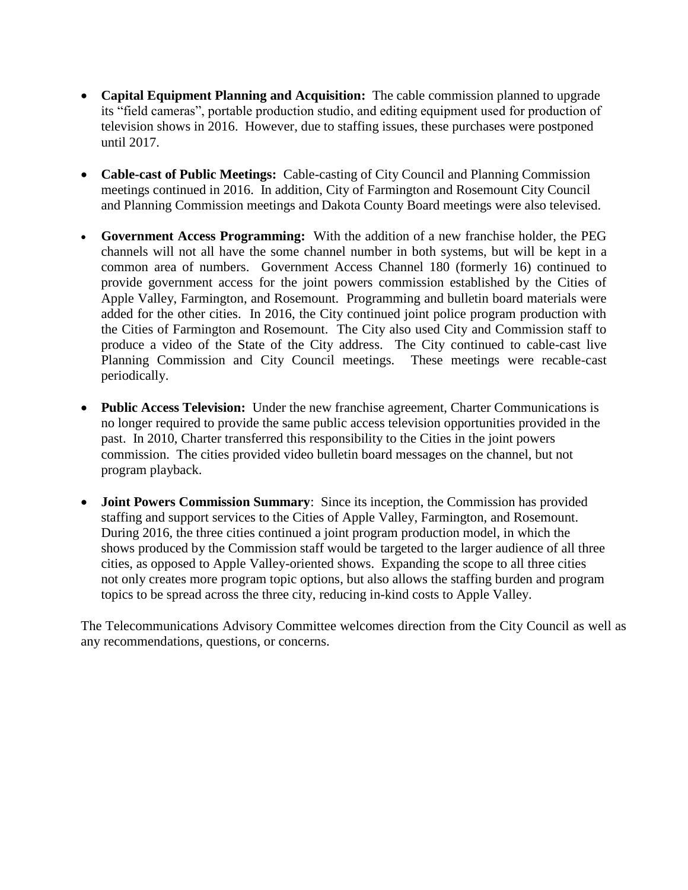- **Capital Equipment Planning and Acquisition:** The cable commission planned to upgrade its "field cameras", portable production studio, and editing equipment used for production of television shows in 2016. However, due to staffing issues, these purchases were postponed until 2017.

- **Cable-cast of Public Meetings:** Cable-casting of City Council and Planning Commission meetings continued in 2016. In addition, City of Farmington and Rosemount City Council and Planning Commission meetings and Dakota County Board meetings were also televised.

- **Government Access Programming:** With the addition of a new franchise holder, the PEG channels will not all have the some channel number in both systems, but will be kept in a common area of numbers. Government Access Channel 180 (formerly 16) continued to provide government access for the joint powers commission established by the Cities of Apple Valley, Farmington, and Rosemount. Programming and bulletin board materials were added for the other cities. In 2016, the City continued joint police program production with the Cities of Farmington and Rosemount. The City also used City and Commission staff to produce a video of the State of the City address. The City continued to cable-cast live Planning Commission and City Council meetings. These meetings were recable-cast periodically.

- **Public Access Television:** Under the new franchise agreement, Charter Communications is no longer required to provide the same public access television opportunities provided in the past. In 2010, Charter transferred this responsibility to the Cities in the joint powers commission. The cities provided video bulletin board messages on the channel, but not program playback.

- **Joint Powers Commission Summary**: Since its inception, the Commission has provided staffing and support services to the Cities of Apple Valley, Farmington, and Rosemount. During 2016, the three cities continued a joint program production model, in which the shows produced by the Commission staff would be targeted to the larger audience of all three cities, as opposed to Apple Valley-oriented shows. Expanding the scope to all three cities not only creates more program topic options, but also allows the staffing burden and program topics to be spread across the three city, reducing in-kind costs to Apple Valley.

The Telecommunications Advisory Committee welcomes direction from the City Council as well as any recommendations, questions, or concerns.